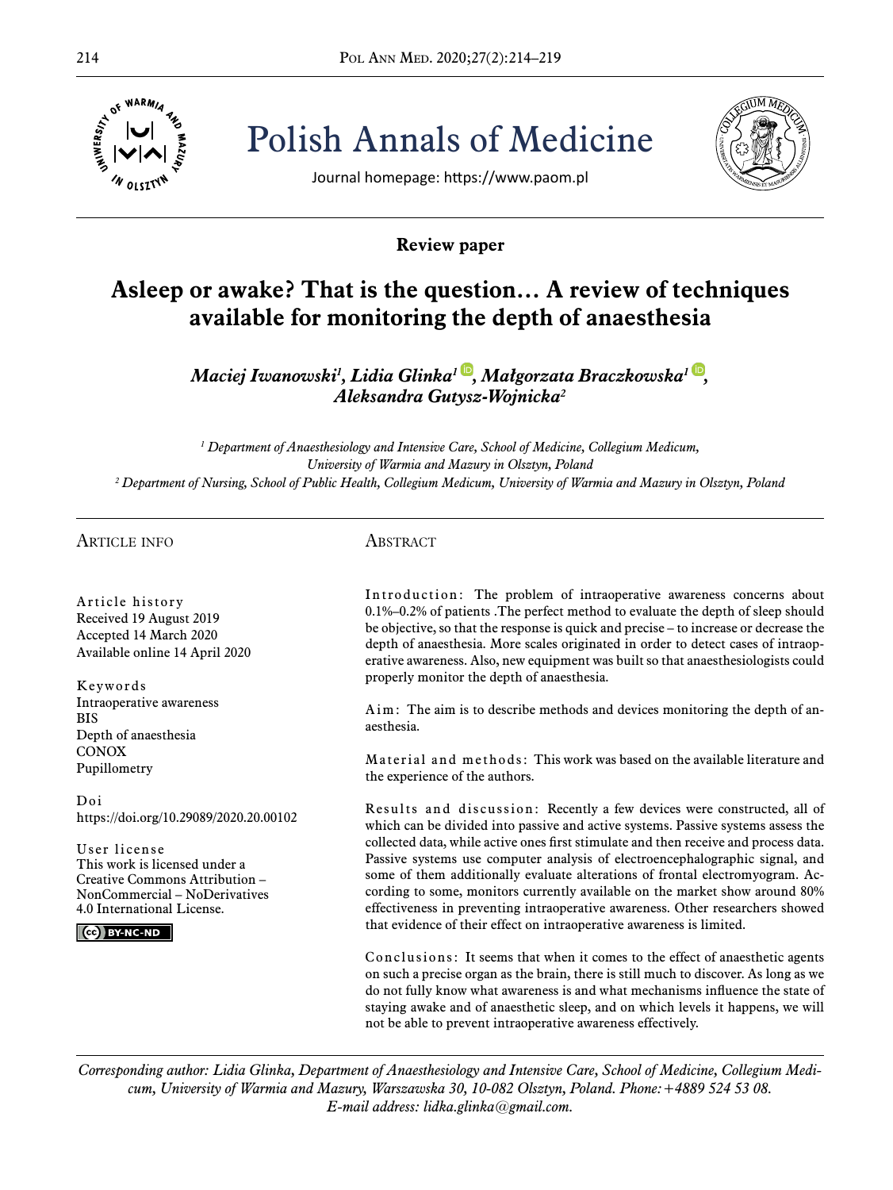Polish Annals of Medicine

Journal homepage: https://www.paom.pl

**Review paper**

# Asleep or awake? That is the question… A review of techniques available for monitoring the depth of anaesthesia

***Maciej Iwanowski[1], Lidia Glinka[1], Małgorzata Braczkowska[1], Aleksandra Gutysz-Wojnicka[2]***

*[1] Department of Anaesthesiology and Intensive Care, School of Medicine, Collegium Medicum, University of Warmia and Mazury in Olsztyn, Poland*
*[2] Department of Nursing, School of Public Health, Collegium Medicum, University of Warmia and Mazury in Olsztyn, Poland*

## Article info

Article history
Received 19 August 2019
Accepted 14 March 2020
Available online 14 April 2020

Keywords
Intraoperative awareness
BIS
Depth of anaesthesia
CONOX
Pupillometry

Doi
https://doi.org/10.29089/2020.20.00102

User license
This work is licensed under a Creative Commons Attribution – NonCommercial – NoDerivatives 4.0 International License.

## Abstract

Introduction: The problem of intraoperative awareness concerns about 0.1%–0.2% of patients .The perfect method to evaluate the depth of sleep should be objective, so that the response is quick and precise – to increase or decrease the depth of anaesthesia. More scales originated in order to detect cases of intraoperative awareness. Also, new equipment was built so that anaesthesiologists could properly monitor the depth of anaesthesia.

Aim: The aim is to describe methods and devices monitoring the depth of anaesthesia.

Material and methods: This work was based on the available literature and the experience of the authors.

Results and discussion: Recently a few devices were constructed, all of which can be divided into passive and active systems. Passive systems assess the collected data, while active ones first stimulate and then receive and process data. Passive systems use computer analysis of electroencephalographic signal, and some of them additionally evaluate alterations of frontal electromyogram. According to some, monitors currently available on the market show around 80% effectiveness in preventing intraoperative awareness. Other researchers showed that evidence of their effect on intraoperative awareness is limited.

Conclusions: It seems that when it comes to the effect of anaesthetic agents on such a precise organ as the brain, there is still much to discover. As long as we do not fully know what awareness is and what mechanisms influence the state of staying awake and of anaesthetic sleep, and on which levels it happens, we will not be able to prevent intraoperative awareness effectively.

*Corresponding author: Lidia Glinka, Department of Anaesthesiology and Intensive Care, School of Medicine, Collegium Medicum, University of Warmia and Mazury, Warszawska 30, 10-082 Olsztyn, Poland. Phone: +4889 524 53 08. E-mail address: lidka.glinka@gmail.com.*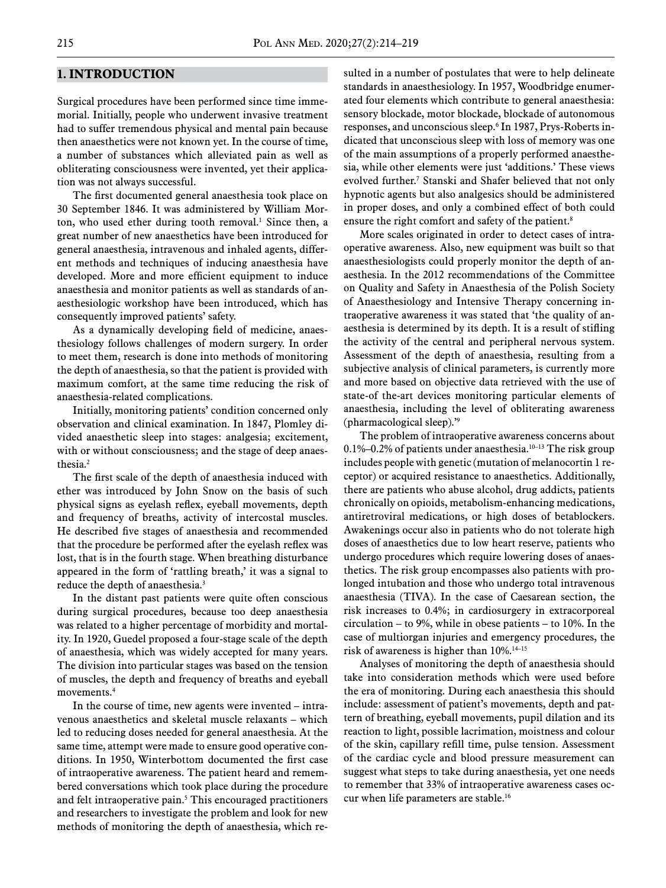## 1. INTRODUCTION

Surgical procedures have been performed since time immemorial. Initially, people who underwent invasive treatment had to suffer tremendous physical and mental pain because then anaesthetics were not known yet. In the course of time, a number of substances which alleviated pain as well as obliterating consciousness were invented, yet their application was not always successful.

The first documented general anaesthesia took place on 30 September 1846. It was administered by William Morton, who used ether during tooth removal.[1] Since then, a great number of new anaesthetics have been introduced for general anaesthesia, intravenous and inhaled agents, different methods and techniques of inducing anaesthesia have developed. More and more efficient equipment to induce anaesthesia and monitor patients as well as standards of anaesthesiologic workshop have been introduced, which has consequently improved patients' safety.

As a dynamically developing field of medicine, anaesthesiology follows challenges of modern surgery. In order to meet them, research is done into methods of monitoring the depth of anaesthesia, so that the patient is provided with maximum comfort, at the same time reducing the risk of anaesthesia-related complications.

Initially, monitoring patients' condition concerned only observation and clinical examination. In 1847, Plomley divided anaesthetic sleep into stages: analgesia; excitement, with or without consciousness; and the stage of deep anaesthesia.[2]

The first scale of the depth of anaesthesia induced with ether was introduced by John Snow on the basis of such physical signs as eyelash reflex, eyeball movements, depth and frequency of breaths, activity of intercostal muscles. He described five stages of anaesthesia and recommended that the procedure be performed after the eyelash reflex was lost, that is in the fourth stage. When breathing disturbance appeared in the form of 'rattling breath,' it was a signal to reduce the depth of anaesthesia.[3]

In the distant past patients were quite often conscious during surgical procedures, because too deep anaesthesia was related to a higher percentage of morbidity and mortality. In 1920, Guedel proposed a four-stage scale of the depth of anaesthesia, which was widely accepted for many years. The division into particular stages was based on the tension of muscles, the depth and frequency of breaths and eyeball movements.[4]

In the course of time, new agents were invented – intravenous anaesthetics and skeletal muscle relaxants – which led to reducing doses needed for general anaesthesia. At the same time, attempt were made to ensure good operative conditions. In 1950, Winterbottom documented the first case of intraoperative awareness. The patient heard and remembered conversations which took place during the procedure and felt intraoperative pain.[5] This encouraged practitioners and researchers to investigate the problem and look for new methods of monitoring the depth of anaesthesia, which resulted in a number of postulates that were to help delineate standards in anaesthesiology. In 1957, Woodbridge enumerated four elements which contribute to general anaesthesia: sensory blockade, motor blockade, blockade of autonomous responses, and unconscious sleep.[6] In 1987, Prys-Roberts indicated that unconscious sleep with loss of memory was one of the main assumptions of a properly performed anaesthesia, while other elements were just 'additions.' These views evolved further.[7] Stanski and Shafer believed that not only hypnotic agents but also analgesics should be administered in proper doses, and only a combined effect of both could ensure the right comfort and safety of the patient.[8]

More scales originated in order to detect cases of intraoperative awareness. Also, new equipment was built so that anaesthesiologists could properly monitor the depth of anaesthesia. In the 2012 recommendations of the Committee on Quality and Safety in Anaesthesia of the Polish Society of Anaesthesiology and Intensive Therapy concerning intraoperative awareness it was stated that 'the quality of anaesthesia is determined by its depth. It is a result of stifling the activity of the central and peripheral nervous system. Assessment of the depth of anaesthesia, resulting from a subjective analysis of clinical parameters, is currently more and more based on objective data retrieved with the use of state-of-the-art devices monitoring particular elements of anaesthesia, including the level of obliterating awareness (pharmacological sleep).'[9]

The problem of intraoperative awareness concerns about 0.1%–0.2% of patients under anaesthesia.[10–13] The risk group includes people with genetic (mutation of melanocortin 1 receptor) or acquired resistance to anaesthetics. Additionally, there are patients who abuse alcohol, drug addicts, patients chronically on opioids, metabolism-enhancing medications, antiretroviral medications, or high doses of betablockers. Awakenings occur also in patients who do not tolerate high doses of anaesthetics due to low heart reserve, patients who undergo procedures which require lowering doses of anaesthetics. The risk group encompasses also patients with prolonged intubation and those who undergo total intravenous anaesthesia (TIVA). In the case of Caesarean section, the risk increases to 0.4%; in cardiosurgery in extracorporeal circulation – to 9%, while in obese patients – to 10%. In the case of multiorgan injuries and emergency procedures, the risk of awareness is higher than 10%.[14–15]

Analyses of monitoring the depth of anaesthesia should take into consideration methods which were used before the era of monitoring. During each anaesthesia this should include: assessment of patient's movements, depth and pattern of breathing, eyeball movements, pupil dilation and its reaction to light, possible lacrimation, moistness and colour of the skin, capillary refill time, pulse tension. Assessment of the cardiac cycle and blood pressure measurement can suggest what steps to take during anaesthesia, yet one needs to remember that 33% of intraoperative awareness cases occur when life parameters are stable.[16]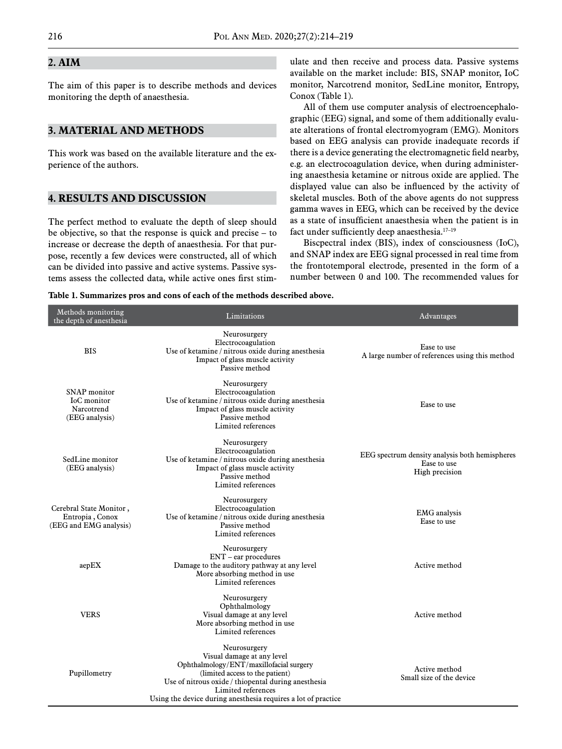## 2. AIM

The aim of this paper is to describe methods and devices monitoring the depth of anaesthesia.

## 3. MATERIAL AND METHODS

This work was based on the available literature and the experience of the authors.

## 4. RESULTS AND DISCUSSION

The perfect method to evaluate the depth of sleep should be objective, so that the response is quick and precise – to increase or decrease the depth of anaesthesia. For that purpose, recently a few devices were constructed, all of which can be divided into passive and active systems. Passive systems assess the collected data, while active ones first stimulate and then receive and process data. Passive systems available on the market include: BIS, SNAP monitor, IoC monitor, Narcotrend monitor, SedLine monitor, Entropy, Conox (Table 1).

All of them use computer analysis of electroencephalographic (EEG) signal, and some of them additionally evaluate alterations of frontal electromyogram (EMG). Monitors based on EEG analysis can provide inadequate records if there is a device generating the electromagnetic field nearby, e.g. an electrocoagulation device, when during administering anaesthesia ketamine or nitrous oxide are applied. The displayed value can also be influenced by the activity of skeletal muscles. Both of the above agents do not suppress gamma waves in EEG, which can be received by the device as a state of insufficient anaesthesia when the patient is in fact under sufficiently deep anaesthesia.[17–19]

Biscpectral index (BIS), index of consciousness (IoC), and SNAP index are EEG signal processed in real time from the frontotemporal electrode, presented in the form of a number between 0 and 100. The recommended values for

**Table 1. Summarizes pros and cons of each of the methods described above.**

| Methods monitoring the depth of anesthesia | Limitations | Advantages |
|---|---|---|
| BIS | Neurosurgery<br>Electrocoagulation<br>Use of ketamine / nitrous oxide during anesthesia<br>Impact of glass muscle activity<br>Passive method | Ease to use<br>A large number of references using this method |
| SNAP monitor<br>IoC monitor<br>Narcotrend<br>(EEG analysis) | Neurosurgery<br>Electrocoagulation<br>Use of ketamine / nitrous oxide during anesthesia<br>Impact of glass muscle activity<br>Passive method<br>Limited references | Ease to use |
| SedLine monitor<br>(EEG analysis) | Neurosurgery<br>Electrocoagulation<br>Use of ketamine / nitrous oxide during anesthesia<br>Impact of glass muscle activity<br>Passive method<br>Limited references | EEG spectrum density analysis both hemispheres<br>Ease to use<br>High precision |
| Cerebral State Monitor ,<br>Entropia , Conox<br>(EEG and EMG analysis) | Neurosurgery<br>Electrocoagulation<br>Use of ketamine / nitrous oxide during anesthesia<br>Passive method<br>Limited references | EMG analysis<br>Ease to use |
| aepEX | Neurosurgery<br>ENT – ear procedures<br>Damage to the auditory pathway at any level<br>More absorbing method in use<br>Limited references | Active method |
| VERS | Neurosurgery<br>Ophthalmology<br>Visual damage at any level<br>More absorbing method in use<br>Limited references | Active method |
| Pupillometry | Neurosurgery<br>Visual damage at any level<br>Ophthalmology/ENT/maxillofacial surgery<br>(limited access to the patient)<br>Use of nitrous oxide / thiopental during anesthesia<br>Limited references<br>Using the device during anesthesia requires a lot of practice | Active method<br>Small size of the device |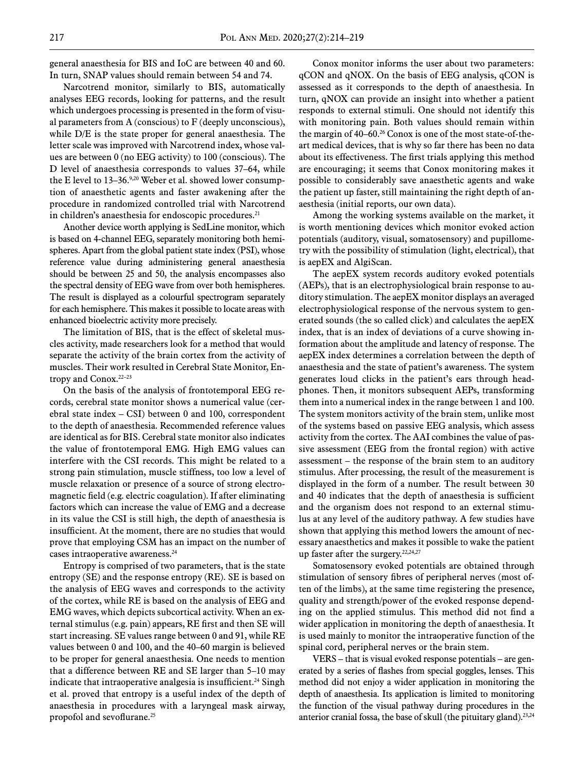general anaesthesia for BIS and IoC are between 40 and 60. In turn, SNAP values should remain between 54 and 74.

Narcotrend monitor, similarly to BIS, automatically analyses EEG records, looking for patterns, and the result which undergoes processing is presented in the form of visual parameters from A (conscious) to F (deeply unconscious), while D/E is the state proper for general anaesthesia. The letter scale was improved with Narcotrend index, whose values are between 0 (no EEG activity) to 100 (conscious). The D level of anaesthesia corresponds to values 37–64, while the E level to 13–36.[9,20] Weber et al. showed lower consumption of anaesthetic agents and faster awakening after the procedure in randomized controlled trial with Narcotrend in children's anaesthesia for endoscopic procedures.[21]

Another device worth applying is SedLine monitor, which is based on 4-channel EEG, separately monitoring both hemispheres. Apart from the global patient state index (PSI), whose reference value during administering general anaesthesia should be between 25 and 50, the analysis encompasses also the spectral density of EEG wave from over both hemispheres. The result is displayed as a colourful spectrogram separately for each hemisphere. This makes it possible to locate areas with enhanced bioelectric activity more precisely.

The limitation of BIS, that is the effect of skeletal muscles activity, made researchers look for a method that would separate the activity of the brain cortex from the activity of muscles. Their work resulted in Cerebral State Monitor, Entropy and Conox.[22–23]

On the basis of the analysis of frontotemporal EEG records, cerebral state monitor shows a numerical value (cerebral state index – CSI) between 0 and 100, correspondent to the depth of anaesthesia. Recommended reference values are identical as for BIS. Cerebral state monitor also indicates the value of frontotemporal EMG. High EMG values can interfere with the CSI records. This might be related to a strong pain stimulation, muscle stiffness, too low a level of muscle relaxation or presence of a source of strong electromagnetic field (e.g. electric coagulation). If after eliminating factors which can increase the value of EMG and a decrease in its value the CSI is still high, the depth of anaesthesia is insufficient. At the moment, there are no studies that would prove that employing CSM has an impact on the number of cases intraoperative awareness.[24]

Entropy is comprised of two parameters, that is the state entropy (SE) and the response entropy (RE). SE is based on the analysis of EEG waves and corresponds to the activity of the cortex, while RE is based on the analysis of EEG and EMG waves, which depicts subcortical activity. When an external stimulus (e.g. pain) appears, RE first and then SE will start increasing. SE values range between 0 and 91, while RE values between 0 and 100, and the 40–60 margin is believed to be proper for general anaesthesia. One needs to mention that a difference between RE and SE larger than 5–10 may indicate that intraoperative analgesia is insufficient.[24] Singh et al. proved that entropy is a useful index of the depth of anaesthesia in procedures with a laryngeal mask airway, propofol and sevoflurane.[25]

Conox monitor informs the user about two parameters: qCON and qNOX. On the basis of EEG analysis, qCON is assessed as it corresponds to the depth of anaesthesia. In turn, qNOX can provide an insight into whether a patient responds to external stimuli. One should not identify this with monitoring pain. Both values should remain within the margin of 40–60.[26] Conox is one of the most state-of-the-art medical devices, that is why so far there has been no data about its effectiveness. The first trials applying this method are encouraging; it seems that Conox monitoring makes it possible to considerably save anaesthetic agents and wake the patient up faster, still maintaining the right depth of anaesthesia (initial reports, our own data).

Among the working systems available on the market, it is worth mentioning devices which monitor evoked action potentials (auditory, visual, somatosensory) and pupillometry with the possibility of stimulation (light, electrical), that is aepEX and AlgiScan.

The aepEX system records auditory evoked potentials (AEPs), that is an electrophysiological brain response to auditory stimulation. The aepEX monitor displays an averaged electrophysiological response of the nervous system to generated sounds (the so called click) and calculates the aepEX index, that is an index of deviations of a curve showing information about the amplitude and latency of response. The aepEX index determines a correlation between the depth of anaesthesia and the state of patient's awareness. The system generates loud clicks in the patient's ears through headphones. Then, it monitors subsequent AEPs, transforming them into a numerical index in the range between 1 and 100. The system monitors activity of the brain stem, unlike most of the systems based on passive EEG analysis, which assess activity from the cortex. The AAI combines the value of passive assessment (EEG from the frontal region) with active assessment – the response of the brain stem to an auditory stimulus. After processing, the result of the measurement is displayed in the form of a number. The result between 30 and 40 indicates that the depth of anaesthesia is sufficient and the organism does not respond to an external stimulus at any level of the auditory pathway. A few studies have shown that applying this method lowers the amount of necessary anaesthetics and makes it possible to wake the patient up faster after the surgery.[22,24,27]

Somatosensory evoked potentials are obtained through stimulation of sensory fibres of peripheral nerves (most often of the limbs), at the same time registering the presence, quality and strength/power of the evoked response depending on the applied stimulus. This method did not find a wider application in monitoring the depth of anaesthesia. It is used mainly to monitor the intraoperative function of the spinal cord, peripheral nerves or the brain stem.

VERS – that is visual evoked response potentials – are generated by a series of flashes from special goggles, lenses. This method did not enjoy a wider application in monitoring the depth of anaesthesia. Its application is limited to monitoring the function of the visual pathway during procedures in the anterior cranial fossa, the base of skull (the pituitary gland).[23,24]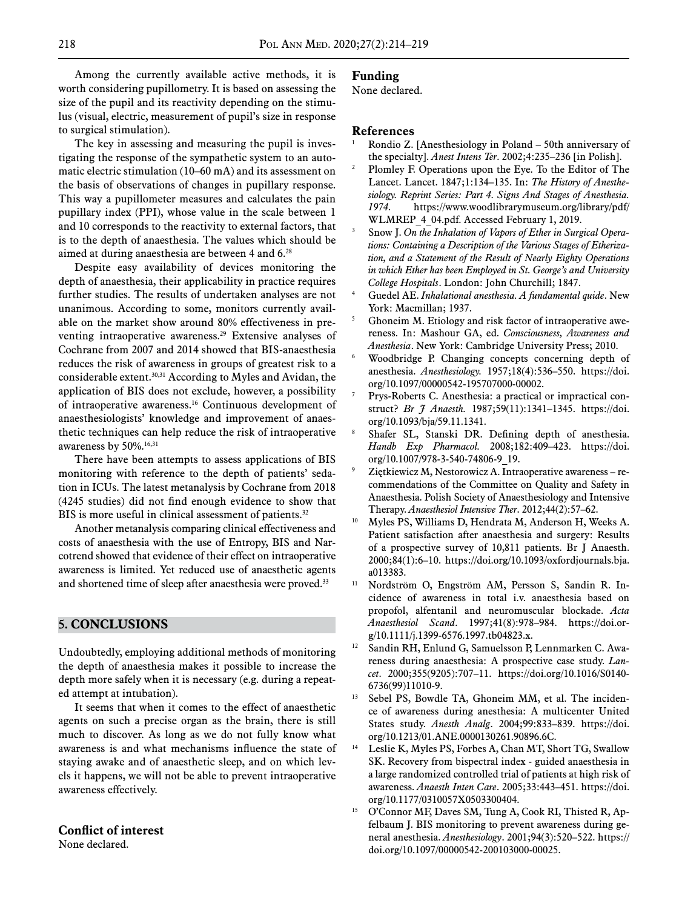Among the currently available active methods, it is worth considering pupillometry. It is based on assessing the size of the pupil and its reactivity depending on the stimulus (visual, electric, measurement of pupil's size in response to surgical stimulation).

The key in assessing and measuring the pupil is investigating the response of the sympathetic system to an automatic electric stimulation (10–60 mA) and its assessment on the basis of observations of changes in pupillary response. This way a pupillometer measures and calculates the pain pupillary index (PPI), whose value in the scale between 1 and 10 corresponds to the reactivity to external factors, that is to the depth of anaesthesia. The values which should be aimed at during anaesthesia are between 4 and 6.[28]

Despite easy availability of devices monitoring the depth of anaesthesia, their applicability in practice requires further studies. The results of undertaken analyses are not unanimous. According to some, monitors currently available on the market show around 80% effectiveness in preventing intraoperative awareness.[29] Extensive analyses of Cochrane from 2007 and 2014 showed that BIS-anaesthesia reduces the risk of awareness in groups of greatest risk to a considerable extent.[30,31] According to Myles and Avidan, the application of BIS does not exclude, however, a possibility of intraoperative awareness.[16] Continuous development of anaesthesiologists' knowledge and improvement of anaesthetic techniques can help reduce the risk of intraoperative awareness by 50%.[16,31]

There have been attempts to assess applications of BIS monitoring with reference to the depth of patients' sedation in ICUs. The latest metanalysis by Cochrane from 2018 (4245 studies) did not find enough evidence to show that BIS is more useful in clinical assessment of patients.[32]

Another metanalysis comparing clinical effectiveness and costs of anaesthesia with the use of Entropy, BIS and Narcotrend showed that evidence of their effect on intraoperative awareness is limited. Yet reduced use of anaesthetic agents and shortened time of sleep after anaesthesia were proved.[33]

## 5. CONCLUSIONS

Undoubtedly, employing additional methods of monitoring the depth of anaesthesia makes it possible to increase the depth more safely when it is necessary (e.g. during a repeated attempt at intubation).

It seems that when it comes to the effect of anaesthetic agents on such a precise organ as the brain, there is still much to discover. As long as we do not fully know what awareness is and what mechanisms influence the state of staying awake and of anaesthetic sleep, and on which levels it happens, we will not be able to prevent intraoperative awareness effectively.

### Conflict of interest

None declared.

### Funding

None declared.

### References

1. Rondio Z. [Anesthesiology in Poland – 50th anniversary of the specialty]. *Anest Intens Ter*. 2002;4:235–236 [in Polish].
2. Plomley F. Operations upon the Eye. To the Editor of The Lancet. Lancet. 1847;1:134–135. In: *The History of Anesthesiology. Reprint Series: Part 4. Signs And Stages of Anesthesia. 1974*. https://www.woodlibrarymuseum.org/library/pdf/WLMREP_4_04.pdf. Accessed February 1, 2019.
3. Snow J. *On the Inhalation of Vapors of Ether in Surgical Operations: Containing a Description of the Various Stages of Etherization, and a Statement of the Result of Nearly Eighty Operations in which Ether has been Employed in St. George's and University College Hospitals*. London: John Churchill; 1847.
4. Guedel AE. *Inhalational anesthesia. A fundamental quide*. New York: Macmillan; 1937.
5. Ghoneim M. Etiology and risk factor of intraoperative awereness. In: Mashour GA, ed. *Consciousness, Awareness and Anesthesia*. New York: Cambridge University Press; 2010.
6. Woodbridge P. Changing concepts concerning depth of anesthesia. *Anesthesiology.* 1957;18(4):536–550. https://doi.org/10.1097/00000542-195707000-00002.
7. Prys-Roberts C. Anesthesia: a practical or impractical construct? *Br J Anaesth.* 1987;59(11):1341–1345. https://doi.org/10.1093/bja/59.11.1341.
8. Shafer SL, Stanski DR. Defining depth of anesthesia. *Handb Exp Pharmacol.* 2008;182:409–423. https://doi.org/10.1007/978-3-540-74806-9_19.
9. Ziętkiewicz M, Nestorowicz A. Intraoperative awareness – recommendations of the Committee on Quality and Safety in Anaesthesia. Polish Society of Anaesthesiology and Intensive Therapy. *Anaesthesiol Intensive Ther*. 2012;44(2):57–62.
10. Myles PS, Williams D, Hendrata M, Anderson H, Weeks A. Patient satisfaction after anaesthesia and surgery: Results of a prospective survey of 10,811 patients. Br J Anaesth. 2000;84(1):6–10. https://doi.org/10.1093/oxfordjournals.bja.a013383.
11. Nordström O, Engström AM, Persson S, Sandin R. Incidence of awareness in total i.v. anaesthesia based on propofol, alfentanil and neuromuscular blockade. *Acta Anaesthesiol Scand*. 1997;41(8):978–984. https://doi.org/10.1111/j.1399-6576.1997.tb04823.x.
12. Sandin RH, Enlund G, Samuelsson P, Lennmarken C. Awareness during anaesthesia: A prospective case study. *Lancet*. 2000;355(9205):707–11. https://doi.org/10.1016/S0140-6736(99)11010-9.
13. Sebel PS, Bowdle TA, Ghoneim MM, et al. The incidence of awareness during anesthesia: A multicenter United States study. *Anesth Analg*. 2004;99:833–839. https://doi.org/10.1213/01.ANE.0000130261.90896.6C.
14. Leslie K, Myles PS, Forbes A, Chan MT, Short TG, Swallow SK. Recovery from bispectral index - guided anaesthesia in a large randomized controlled trial of patients at high risk of awareness. *Anaesth Inten Care*. 2005;33:443–451. https://doi.org/10.1177/0310057X0503300404.
15. O'Connor MF, Daves SM, Tung A, Cook RI, Thisted R, Apfelbaum J. BIS monitoring to prevent awareness during general anesthesia. *Anesthesiology*. 2001;94(3):520–522. https://doi.org/10.1097/00000542-200103000-00025.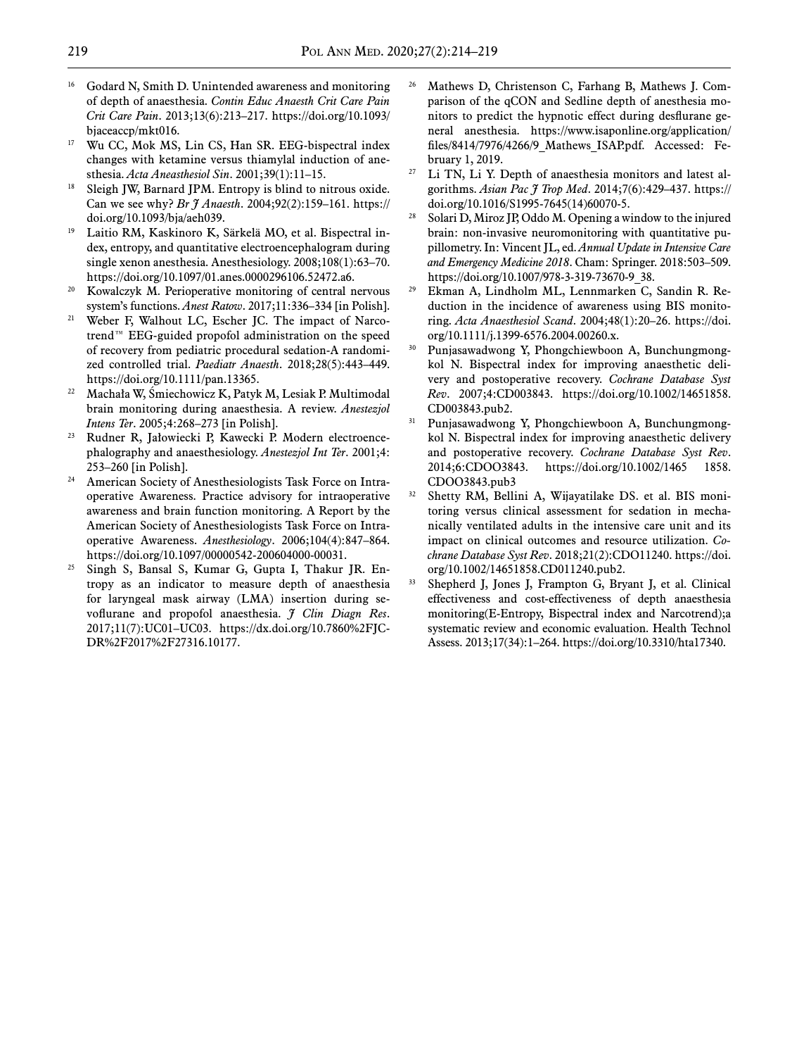16. Godard N, Smith D. Unintended awareness and monitoring of depth of anaesthesia. *Contin Educ Anaesth Crit Care Pain Crit Care Pain*. 2013;13(6):213–217. https://doi.org/10.1093/bjaceaccp/mkt016.
17. Wu CC, Mok MS, Lin CS, Han SR. EEG-bispectral index changes with ketamine versus thiamylal induction of anesthesia. *Acta Aneasthesiol Sin*. 2001;39(1):11–15.
18. Sleigh JW, Barnard JPM. Entropy is blind to nitrous oxide. Can we see why? *Br J Anaesth*. 2004;92(2):159–161. https://doi.org/10.1093/bja/aeh039.
19. Laitio RM, Kaskinoro K, Särkelä MO, et al. Bispectral index, entropy, and quantitative electroencephalogram during single xenon anesthesia. Anesthesiology. 2008;108(1):63–70. https://doi.org/10.1097/01.anes.0000296106.52472.a6.
20. Kowalczyk M. Perioperative monitoring of central nervous system's functions. *Anest Ratow*. 2017;11:336–334 [in Polish].
21. Weber F, Walhout LC, Escher JC. The impact of Narcotrend™ EEG-guided propofol administration on the speed of recovery from pediatric procedural sedation-A randomized controlled trial. *Paediatr Anaesth*. 2018;28(5):443–449. https://doi.org/10.1111/pan.13365.
22. Machała W, Śmiechowicz K, Patyk M, Lesiak P. Multimodal brain monitoring during anaesthesia. A review. *Anestezjol Intens Ter*. 2005;4:268–273 [in Polish].
23. Rudner R, Jałowiecki P, Kawecki P. Modern electroencephalography and anaesthesiology. *Anestezjol Int Ter*. 2001;4:253–260 [in Polish].
24. American Society of Anesthesiologists Task Force on Intraoperative Awareness. Practice advisory for intraoperative awareness and brain function monitoring. A Report by the American Society of Anesthesiologists Task Force on Intraoperative Awareness. *Anesthesiology*. 2006;104(4):847–864. https://doi.org/10.1097/00000542-200604000-00031.
25. Singh S, Bansal S, Kumar G, Gupta I, Thakur JR. Entropy as an indicator to measure depth of anaesthesia for laryngeal mask airway (LMA) insertion during sevoflurane and propofol anaesthesia. *J Clin Diagn Res*. 2017;11(7):UC01–UC03. https://dx.doi.org/10.7860%2FJCDR%2F2017%2F27316.10177.
26. Mathews D, Christenson C, Farhang B, Mathews J. Comparison of the qCON and Sedline depth of anesthesia monitors to predict the hypnotic effect during desflurane general anesthesia. https://www.isaponline.org/application/files/8414/7976/4266/9_Mathews_ISAP.pdf. Accessed: February 1, 2019.
27. Li TN, Li Y. Depth of anaesthesia monitors and latest algorithms. *Asian Pac J Trop Med*. 2014;7(6):429–437. https://doi.org/10.1016/S1995-7645(14)60070-5.
28. Solari D, Miroz JP, Oddo M. Opening a window to the injured brain: non-invasive neuromonitoring with quantitative pupillometry. In: Vincent JL, ed. *Annual Update in Intensive Care and Emergency Medicine 2018*. Cham: Springer. 2018:503–509. https://doi.org/10.1007/978-3-319-73670-9_38.
29. Ekman A, Lindholm ML, Lennmarken C, Sandin R. Reduction in the incidence of awareness using BIS monitoring. *Acta Anaesthesiol Scand*. 2004;48(1):20–26. https://doi.org/10.1111/j.1399-6576.2004.00260.x.
30. Punjasawadwong Y, Phongchiewboon A, Bunchungmongkol N. Bispectral index for improving anaesthetic delivery and postoperative recovery. *Cochrane Database Syst Rev*. 2007;4:CD003843. https://doi.org/10.1002/14651858.CD003843.pub2.
31. Punjasawadwong Y, Phongchiewboon A, Bunchungmongkol N. Bispectral index for improving anaesthetic delivery and postoperative recovery. *Cochrane Database Syst Rev*. 2014;6:CDOO3843. https://doi.org/10.1002/1465 1858.CDOO3843.pub3
32. Shetty RM, Bellini A, Wijayatilake DS. et al. BIS monitoring versus clinical assessment for sedation in mechanically ventilated adults in the intensive care unit and its impact on clinical outcomes and resource utilization. *Cochrane Database Syst Rev*. 2018;21(2):CDO11240. https://doi.org/10.1002/14651858.CD011240.pub2.
33. Shepherd J, Jones J, Frampton G, Bryant J, et al. Clinical effectiveness and cost-effectiveness of depth anaesthesia monitoring(E-Entropy, Bispectral index and Narcotrend);a systematic review and economic evaluation. Health Technol Assess. 2013;17(34):1–264. https://doi.org/10.3310/hta17340.